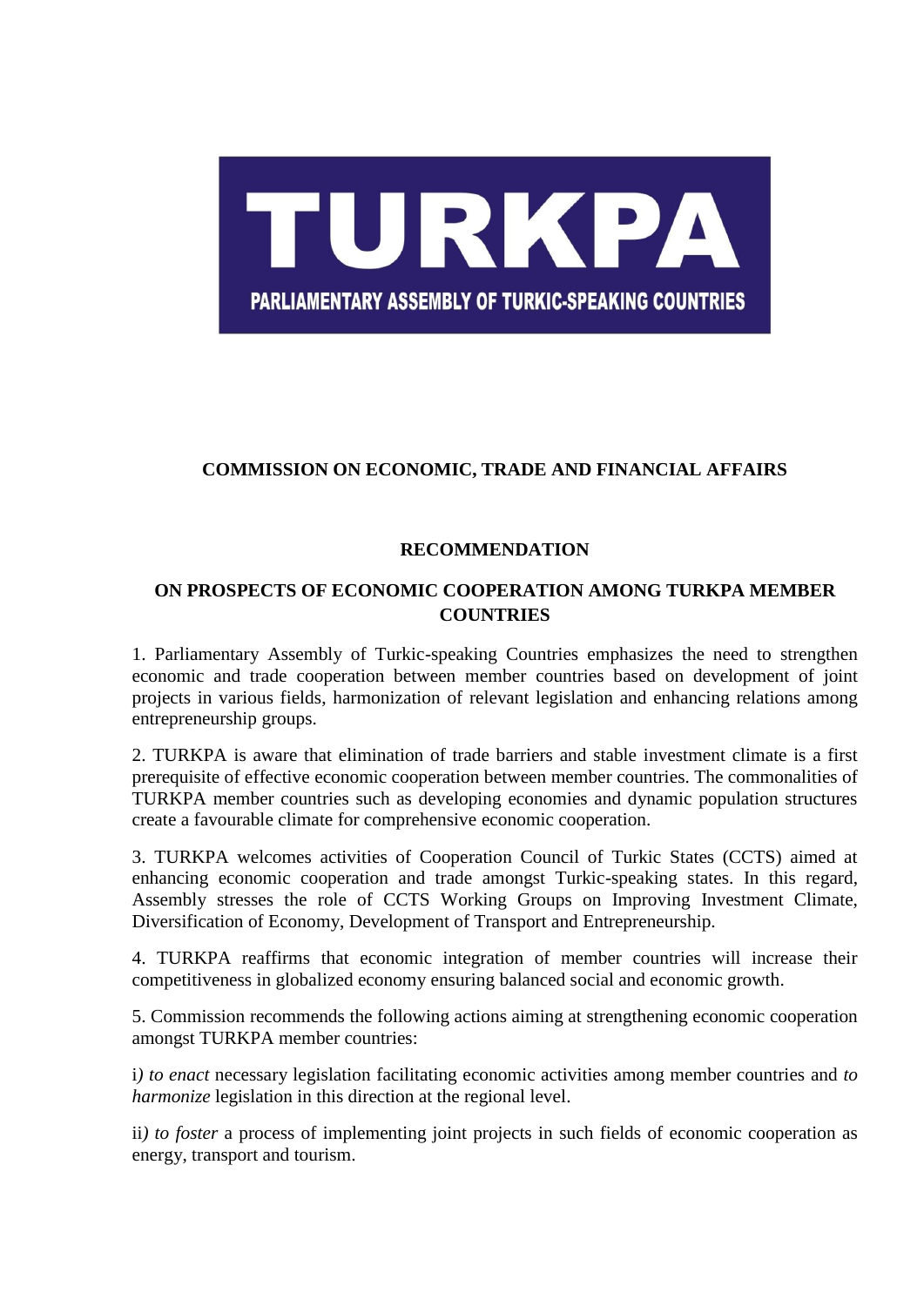TURKPA

PARLIAMENTARY ASSEMBLY OF TURKIC-SPEAKING COUNTRIES

**COMMISSION ON ECONOMIC, TRADE AND FINANCIAL AFFAIRS**

**RECOMMENDATION**

**ON PROSPECTS OF ECONOMIC COOPERATION AMONG TURKPA MEMBER COUNTRIES**

1. Parliamentary Assembly of Turkic-speaking Countries emphasizes the need to strengthen economic and trade cooperation between member countries based on development of joint projects in various fields, harmonization of relevant legislation and enhancing relations among entrepreneurship groups.

2. TURKPA is aware that elimination of trade barriers and stable investment climate is a first prerequisite of effective economic cooperation between member countries. The commonalities of TURKPA member countries such as developing economies and dynamic population structures create a favourable climate for comprehensive economic cooperation.

3. TURKPA welcomes activities of Cooperation Council of Turkic States (CCTS) aimed at enhancing economic cooperation and trade amongst Turkic-speaking states. In this regard, Assembly stresses the role of CCTS Working Groups on Improving Investment Climate, Diversification of Economy, Development of Transport and Entrepreneurship.

4. TURKPA reaffirms that economic integration of member countries will increase their competitiveness in globalized economy ensuring balanced social and economic growth.

5. Commission recommends the following actions aiming at strengthening economic cooperation amongst TURKPA member countries:

i*) to enact* necessary legislation facilitating economic activities among member countries and *to harmonize* legislation in this direction at the regional level.

ii*) to foster* a process of implementing joint projects in such fields of economic cooperation as energy, transport and tourism.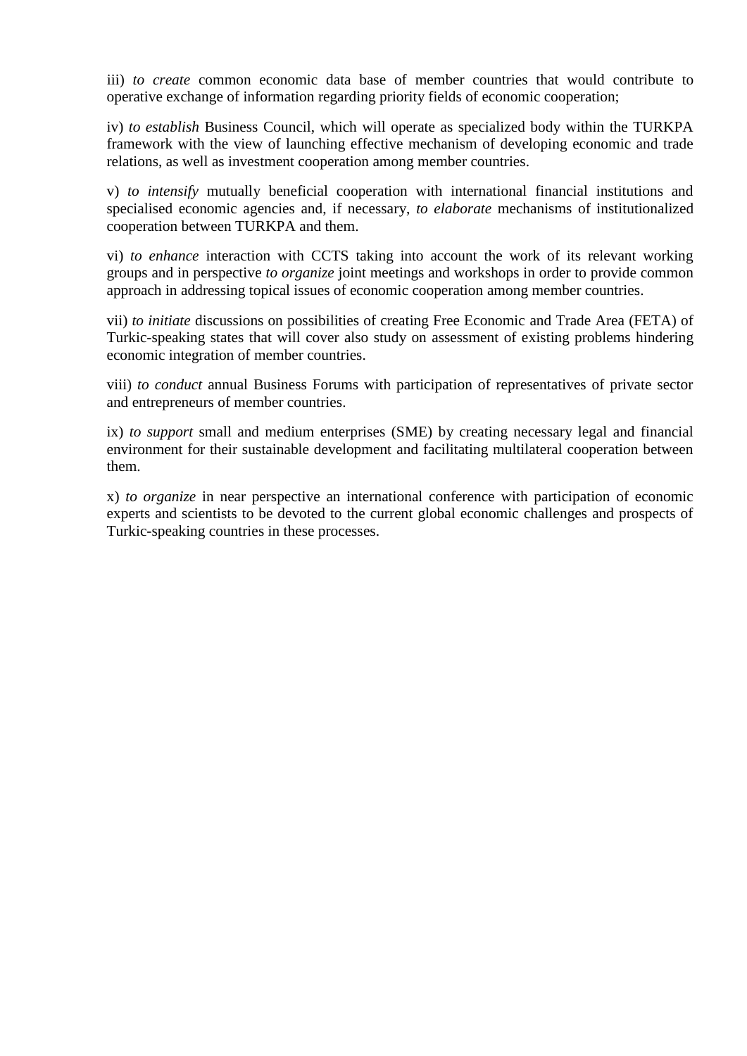iii) *to create* common economic data base of member countries that would contribute to operative exchange of information regarding priority fields of economic cooperation;

iv) *to establish* Business Council, which will operate as specialized body within the TURKPA framework with the view of launching effective mechanism of developing economic and trade relations, as well as investment cooperation among member countries.

v) *to intensify* mutually beneficial cooperation with international financial institutions and specialised economic agencies and, if necessary, *to elaborate* mechanisms of institutionalized cooperation between TURKPA and them.

vi) *to enhance* interaction with CCTS taking into account the work of its relevant working groups and in perspective *to organize* joint meetings and workshops in order to provide common approach in addressing topical issues of economic cooperation among member countries.

vii) *to initiate* discussions on possibilities of creating Free Economic and Trade Area (FETA) of Turkic-speaking states that will cover also study on assessment of existing problems hindering economic integration of member countries.

viii) *to conduct* annual Business Forums with participation of representatives of private sector and entrepreneurs of member countries.

ix) *to support* small and medium enterprises (SME) by creating necessary legal and financial environment for their sustainable development and facilitating multilateral cooperation between them.

x) *to organize* in near perspective an international conference with participation of economic experts and scientists to be devoted to the current global economic challenges and prospects of Turkic-speaking countries in these processes.